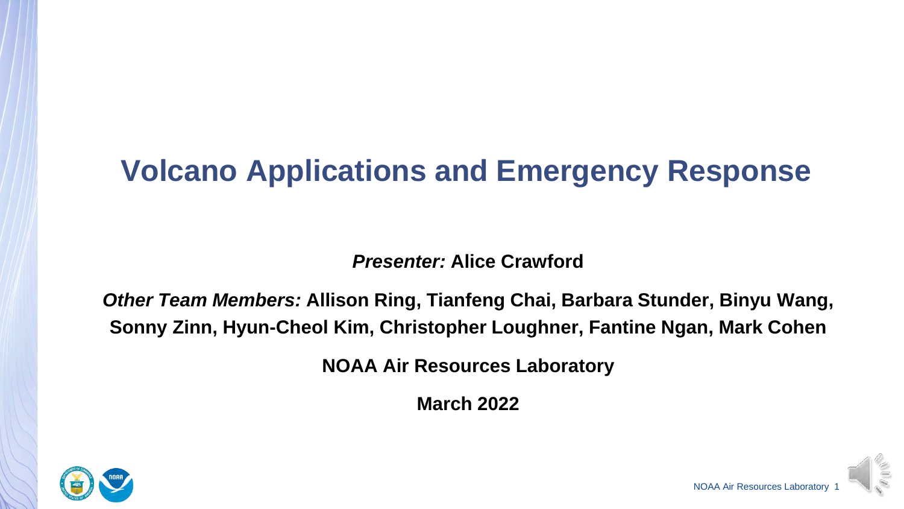# Volcano Applications and Emergency Response

***Presenter:*** **Alice Crawford**

***Other Team Members:*** **Allison Ring, Tianfeng Chai, Barbara Stunder, Binyu Wang, Sonny Zinn, Hyun-Cheol Kim, Christopher Loughner, Fantine Ngan, Mark Cohen**

**NOAA Air Resources Laboratory**

**March 2022**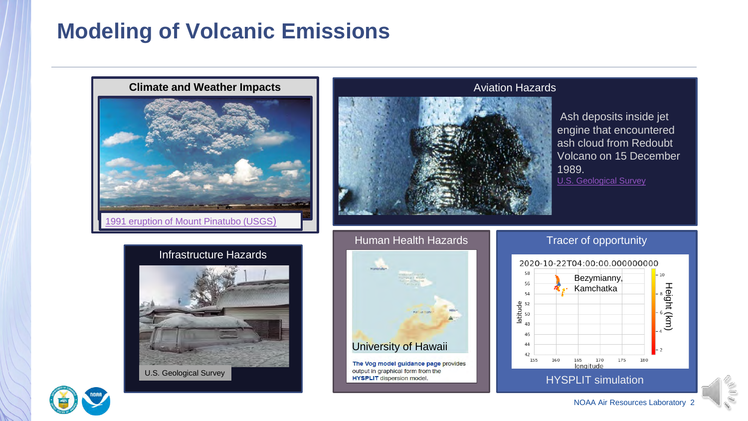# Modeling of Volcanic Emissions

## Climate and Weather Impacts

1991 eruption of Mount Pinatubo (USGS)

## Aviation Hazards

Ash deposits inside jet engine that encountered ash cloud from Redoubt Volcano on 15 December 1989.

U.S. Geological Survey

## Infrastructure Hazards

U.S. Geological Survey

## Human Health Hazards

University of Hawaii

**The Vog model guidance page** provides output in graphical form from the **HYSPLIT** dispersion model.

## Tracer of opportunity

2020-10-22T04:00:00.000000000

Bezymianny, Kamchatka

HYSPLIT simulation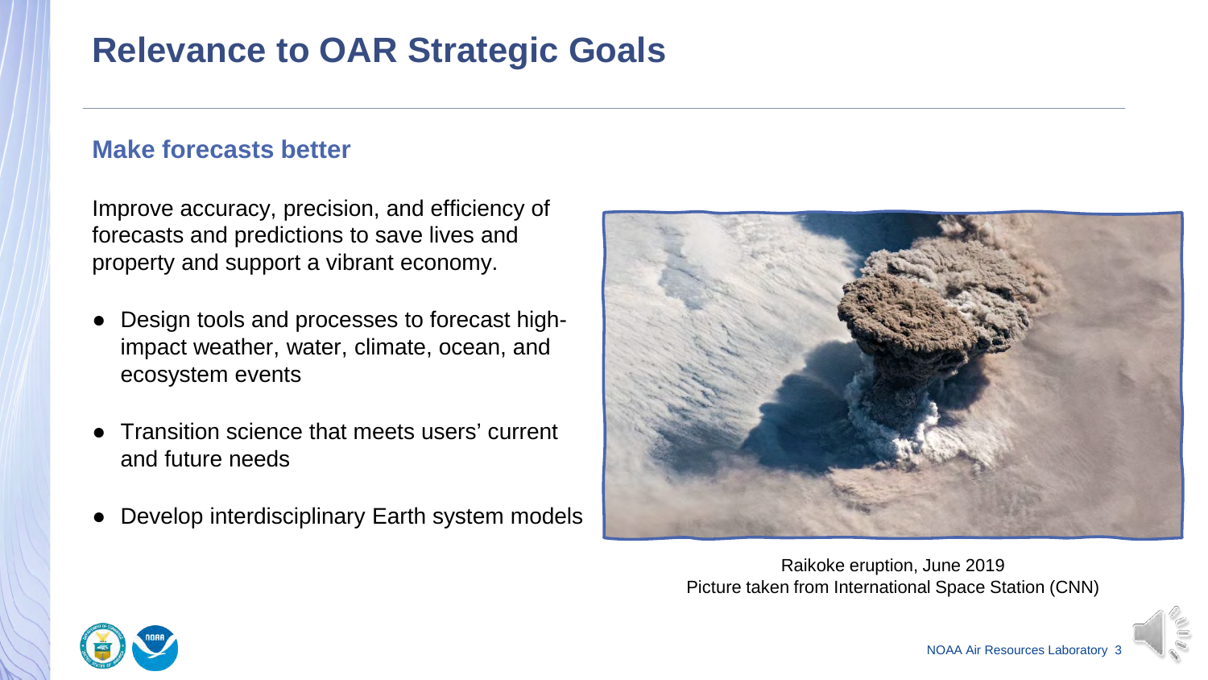# Relevance to OAR Strategic Goals

## Make forecasts better

Improve accuracy, precision, and efficiency of forecasts and predictions to save lives and property and support a vibrant economy.

- Design tools and processes to forecast high-impact weather, water, climate, ocean, and ecosystem events
- Transition science that meets users' current and future needs
- Develop interdisciplinary Earth system models

Raikoke eruption, June 2019
Picture taken from International Space Station (CNN)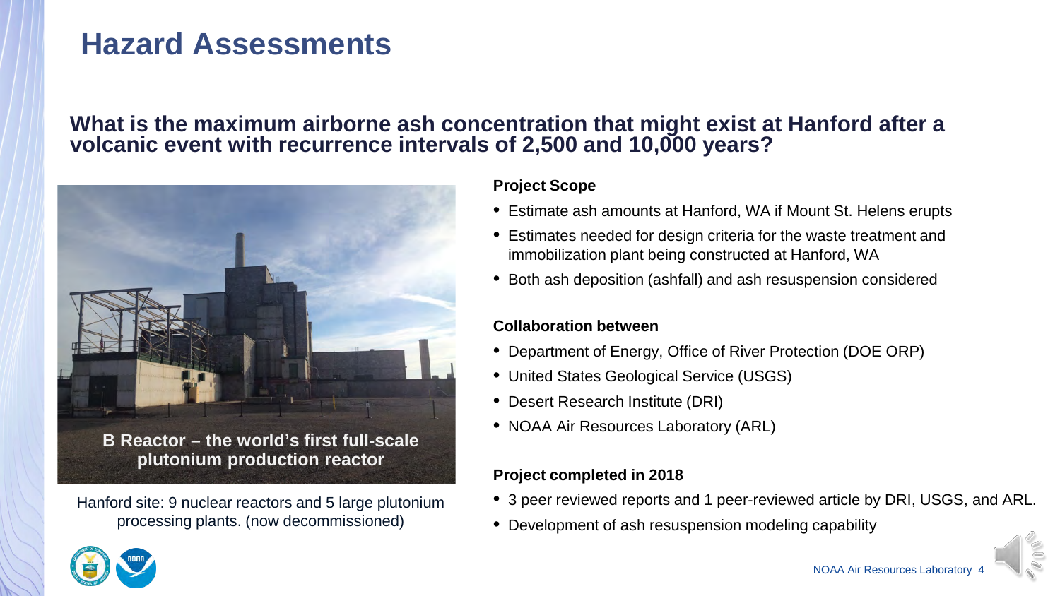# Hazard Assessments

## What is the maximum airborne ash concentration that might exist at Hanford after a volcanic event with recurrence intervals of 2,500 and 10,000 years?

**B Reactor – the world's first full-scale plutonium production reactor**

Hanford site: 9 nuclear reactors and 5 large plutonium processing plants. (now decommissioned)

**Project Scope**

- Estimate ash amounts at Hanford, WA if Mount St. Helens erupts
- Estimates needed for design criteria for the waste treatment and immobilization plant being constructed at Hanford, WA
- Both ash deposition (ashfall) and ash resuspension considered

**Collaboration between**

- Department of Energy, Office of River Protection (DOE ORP)
- United States Geological Service (USGS)
- Desert Research Institute (DRI)
- NOAA Air Resources Laboratory (ARL)

**Project completed in 2018**

- 3 peer reviewed reports and 1 peer-reviewed article by DRI, USGS, and ARL.
- Development of ash resuspension modeling capability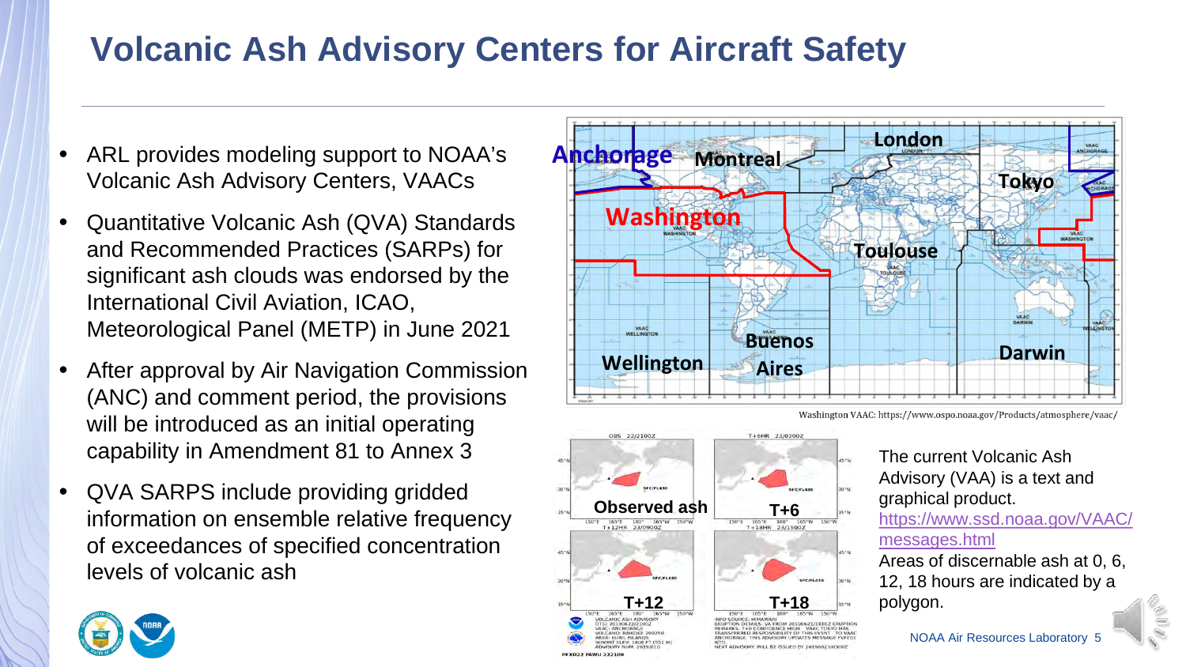# Volcanic Ash Advisory Centers for Aircraft Safety

- ARL provides modeling support to NOAA's Volcanic Ash Advisory Centers, VAACs
- Quantitative Volcanic Ash (QVA) Standards and Recommended Practices (SARPs) for significant ash clouds was endorsed by the International Civil Aviation, ICAO, Meteorological Panel (METP) in June 2021
- After approval by Air Navigation Commission (ANC) and comment period, the provisions will be introduced as an initial operating capability in Amendment 81 to Annex 3
- QVA SARPS include providing gridded information on ensemble relative frequency of exceedances of specified concentration levels of volcanic ash

Anchorage, Montreal, London, Tokyo, Washington, Toulouse, Buenos Aires, Wellington, Darwin

Washington VAAC: https://www.ospo.noaa.gov/Products/atmosphere/vaac/

Observed ash, T+6, T+12, T+18

The current Volcanic Ash Advisory (VAA) is a text and graphical product.
https://www.ssd.noaa.gov/VAAC/messages.html
Areas of discernable ash at 0, 6, 12, 18 hours are indicated by a polygon.

NOAA Air Resources Laboratory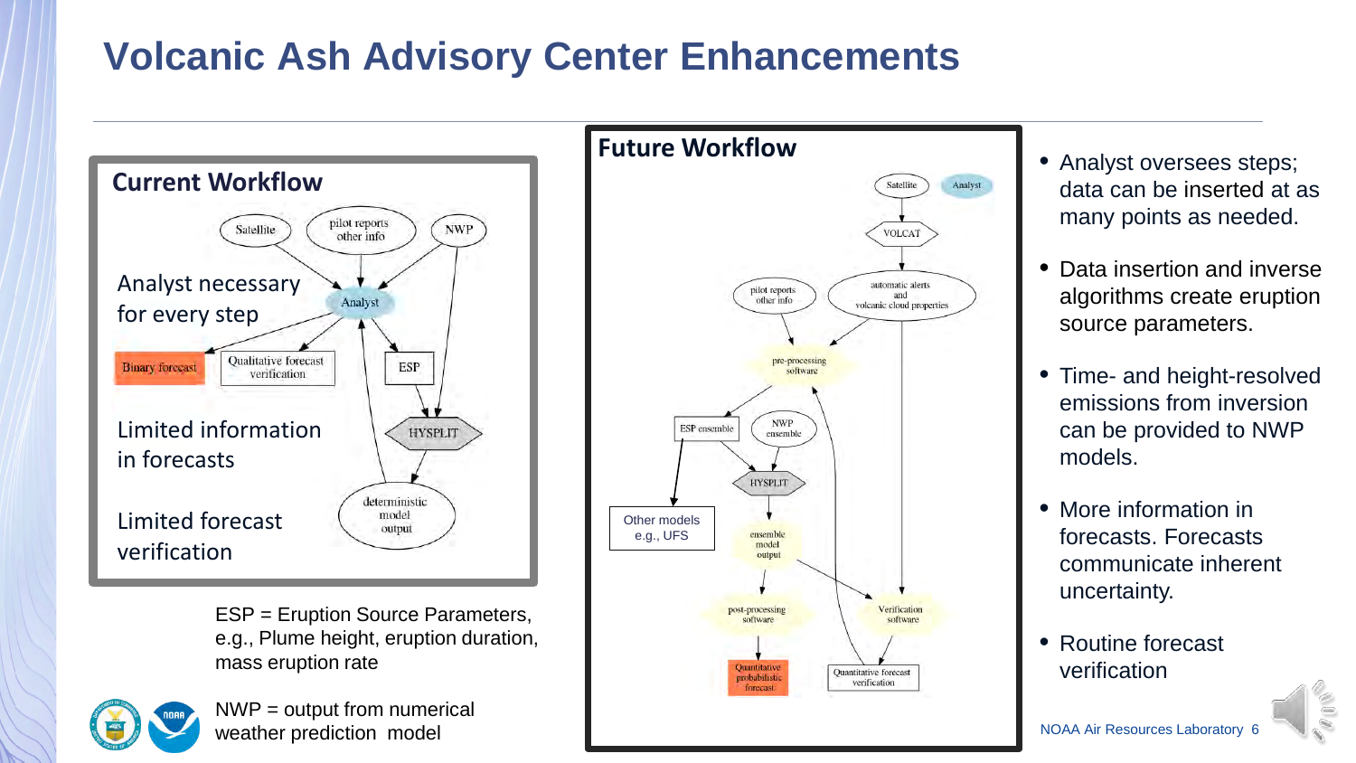# Volcanic Ash Advisory Center Enhancements

## Current Workflow

Analyst necessary for every step

Limited information in forecasts

Limited forecast verification

ESP = Eruption Source Parameters, e.g., Plume height, eruption duration, mass eruption rate

NWP = output from numerical weather prediction model

## Future Workflow

- Analyst oversees steps; data can be inserted at as many points as needed.
- Data insertion and inverse algorithms create eruption source parameters.
- Time- and height-resolved emissions from inversion can be provided to NWP models.
- More information in forecasts. Forecasts communicate inherent uncertainty.
- Routine forecast verification

NOAA Air Resources Laboratory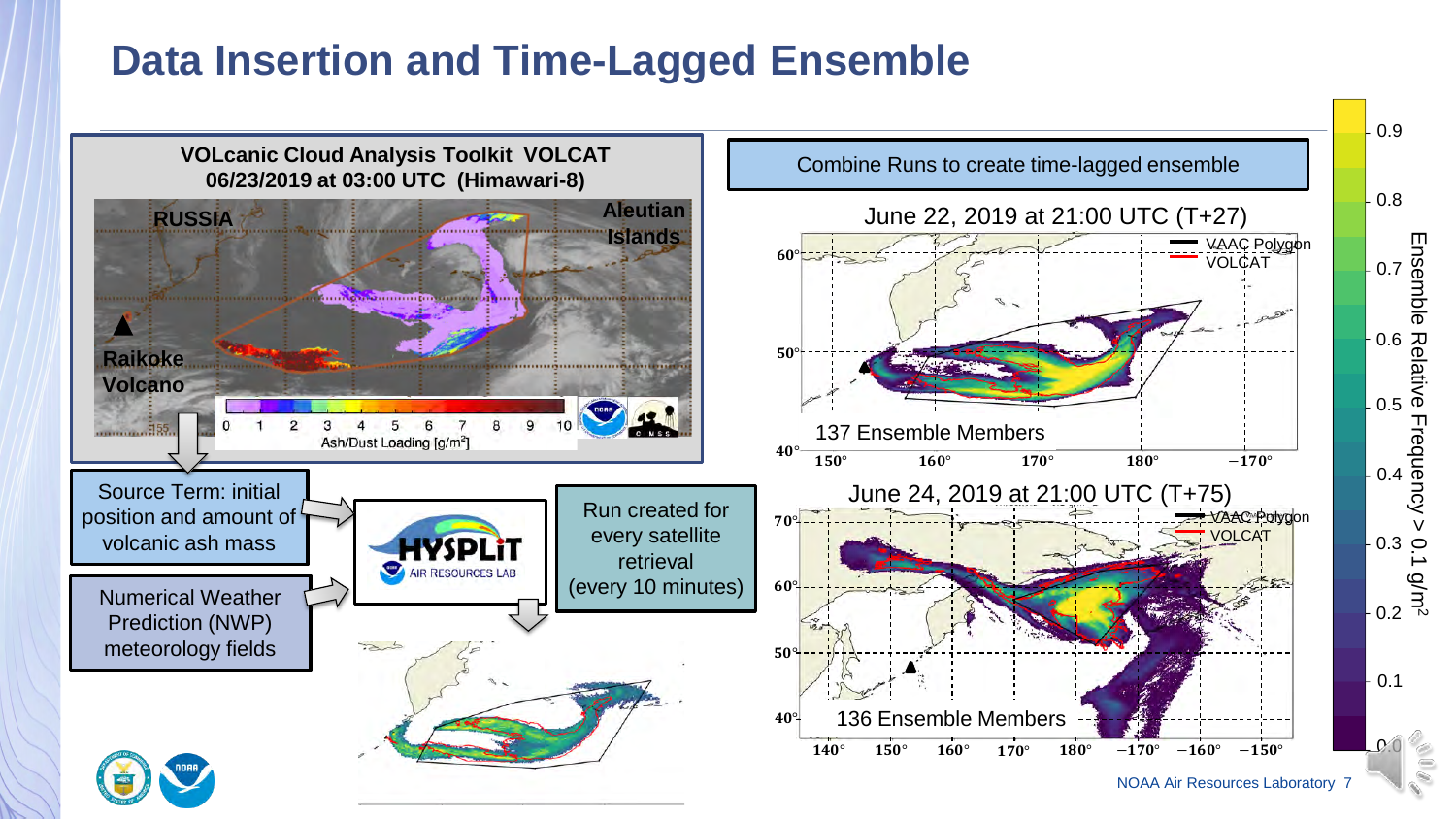# Data Insertion and Time-Lagged Ensemble

**VOLcanic Cloud Analysis Toolkit VOLCAT**
**06/23/2019 at 03:00 UTC (Himawari-8)**

RUSSIA

Aleutian Islands

Raikoke Volcano

0 1 2 3 4 5 6 7 8 9 10
Ash/Dust Loading [g/m$^2$]

Source Term: initial position and amount of volcanic ash mass

Numerical Weather Prediction (NWP) meteorology fields

HYSPLIT
AIR RESOURCES LAB

Run created for every satellite retrieval (every 10 minutes)

Combine Runs to create time-lagged ensemble

June 22, 2019 at 21:00 UTC (T+27)

VAAC Polygon
VOLCAT

137 Ensemble Members

June 24, 2019 at 21:00 UTC (T+75)

VAAC Polygon
VOLCAT

136 Ensemble Members

Ensemble Relative Frequency > 0.1 g/m$^2$

NOAA Air Resources Laboratory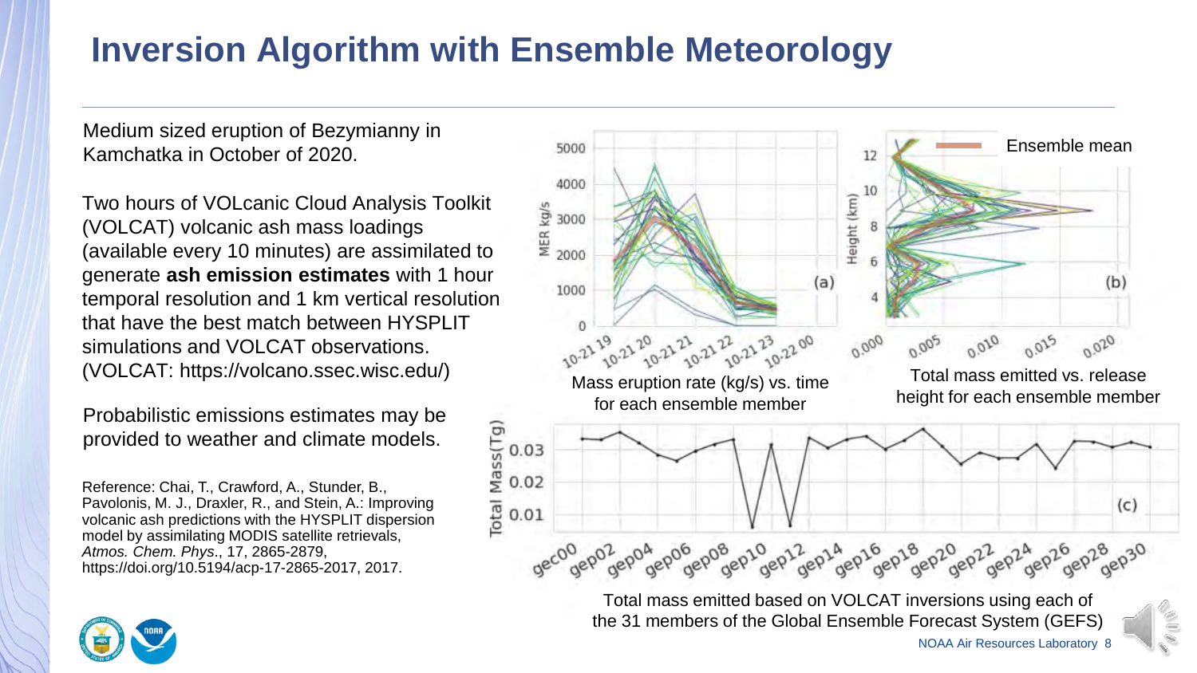# Inversion Algorithm with Ensemble Meteorology

Medium sized eruption of Bezymianny in Kamchatka in October of 2020.

Two hours of VOLcanic Cloud Analysis Toolkit (VOLCAT) volcanic ash mass loadings (available every 10 minutes) are assimilated to generate **ash emission estimates** with 1 hour temporal resolution and 1 km vertical resolution that have the best match between HYSPLIT simulations and VOLCAT observations. (VOLCAT: https://volcano.ssec.wisc.edu/)

Probabilistic emissions estimates may be provided to weather and climate models.

Reference: Chai, T., Crawford, A., Stunder, B., Pavolonis, M. J., Draxler, R., and Stein, A.: Improving volcanic ash predictions with the HYSPLIT dispersion model by assimilating MODIS satellite retrievals, *Atmos. Chem. Phys.*, 17, 2865-2879, https://doi.org/10.5194/acp-17-2865-2017, 2017.

Mass eruption rate (kg/s) vs. time for each ensemble member

Total mass emitted vs. release height for each ensemble member

Total mass emitted based on VOLCAT inversions using each of the 31 members of the Global Ensemble Forecast System (GEFS)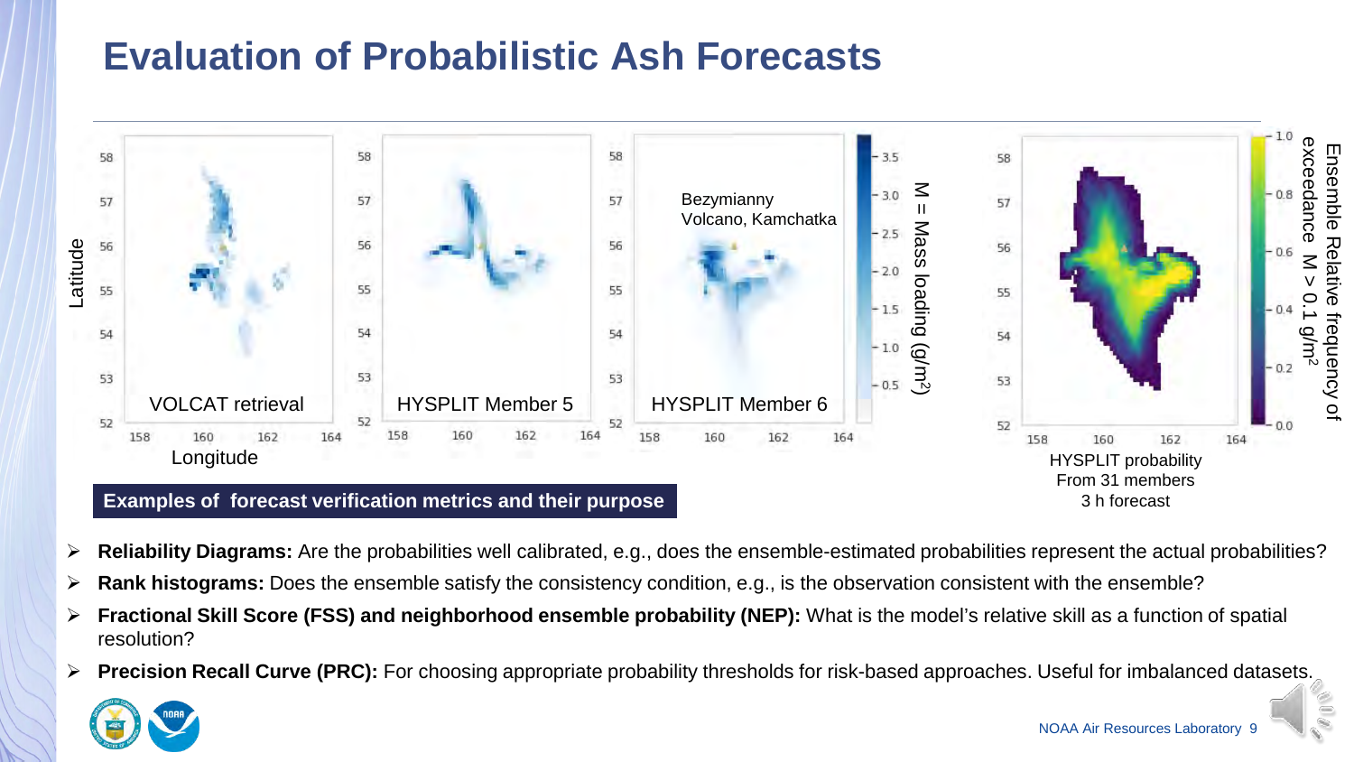# Evaluation of Probabilistic Ash Forecasts

VOLCAT retrieval

HYSPLIT Member 5

HYSPLIT Member 6

Bezymianny Volcano, Kamchatka

M = Mass loading (g/m$^2$)

HYSPLIT probability From 31 members 3 h forecast

Ensemble Relative frequency of exceedance M > 0.1 g/m$^2$

**Examples of forecast verification metrics and their purpose**

- **Reliability Diagrams:** Are the probabilities well calibrated, e.g., does the ensemble-estimated probabilities represent the actual probabilities?
- **Rank histograms:** Does the ensemble satisfy the consistency condition, e.g., is the observation consistent with the ensemble?
- **Fractional Skill Score (FSS) and neighborhood ensemble probability (NEP):** What is the model's relative skill as a function of spatial resolution?
- **Precision Recall Curve (PRC):** For choosing appropriate probability thresholds for risk-based approaches. Useful for imbalanced datasets.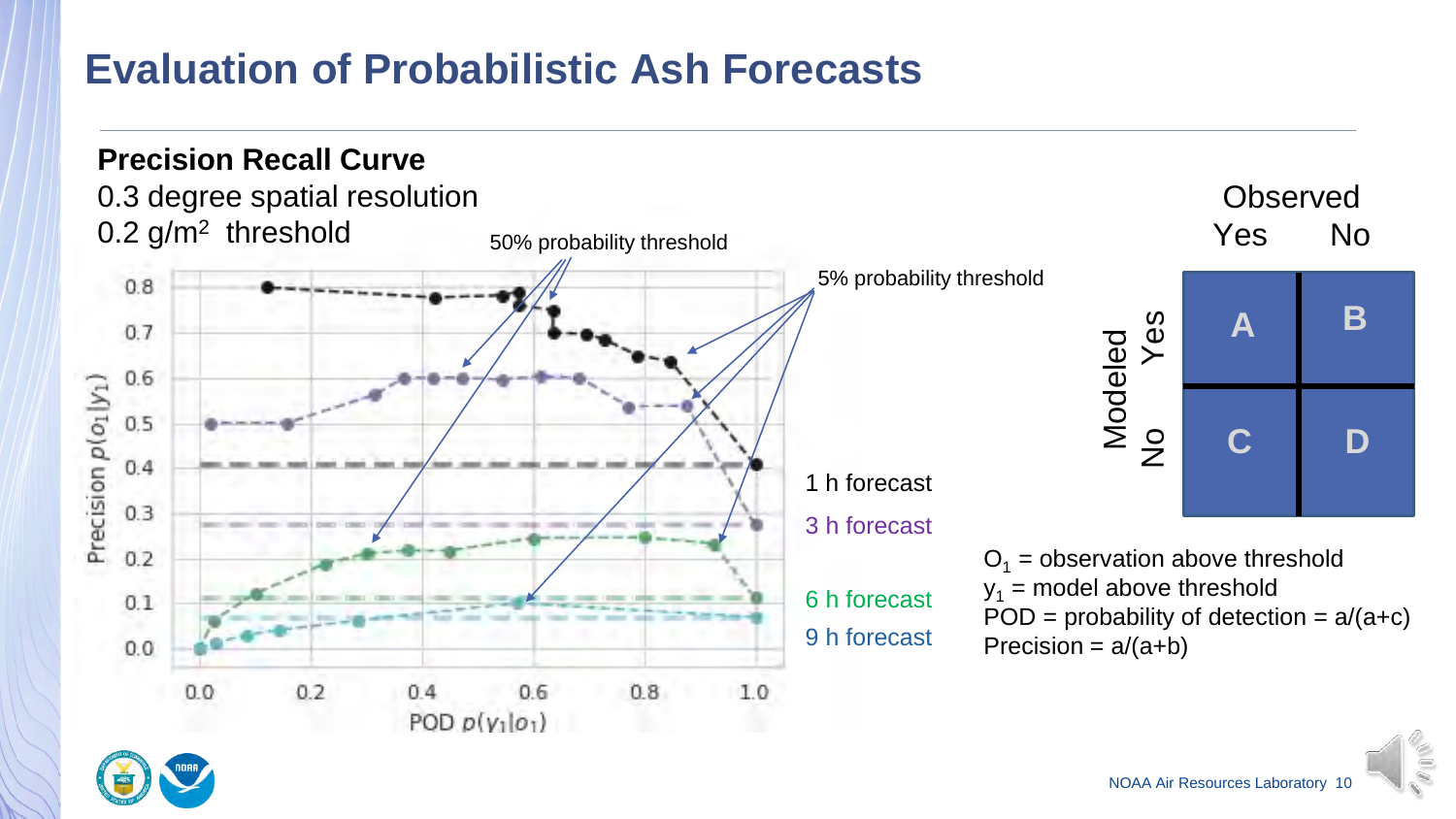# Evaluation of Probabilistic Ash Forecasts

**Precision Recall Curve**

0.3 degree spatial resolution

0.2 g/m$^2$ threshold

50% probability threshold

5% probability threshold

1 h forecast

3 h forecast

6 h forecast

9 h forecast

Precision $p(o_1|y_1)$

POD $p(y_1|o_1)$

| | | Observed Yes | Observed No |
|---|---|---|---|
| Modeled | Yes | A | B |
| | No | C | D |

$O_1$ = observation above threshold

$y_1$ = model above threshold

POD = probability of detection = a/(a+c)

Precision = a/(a+b)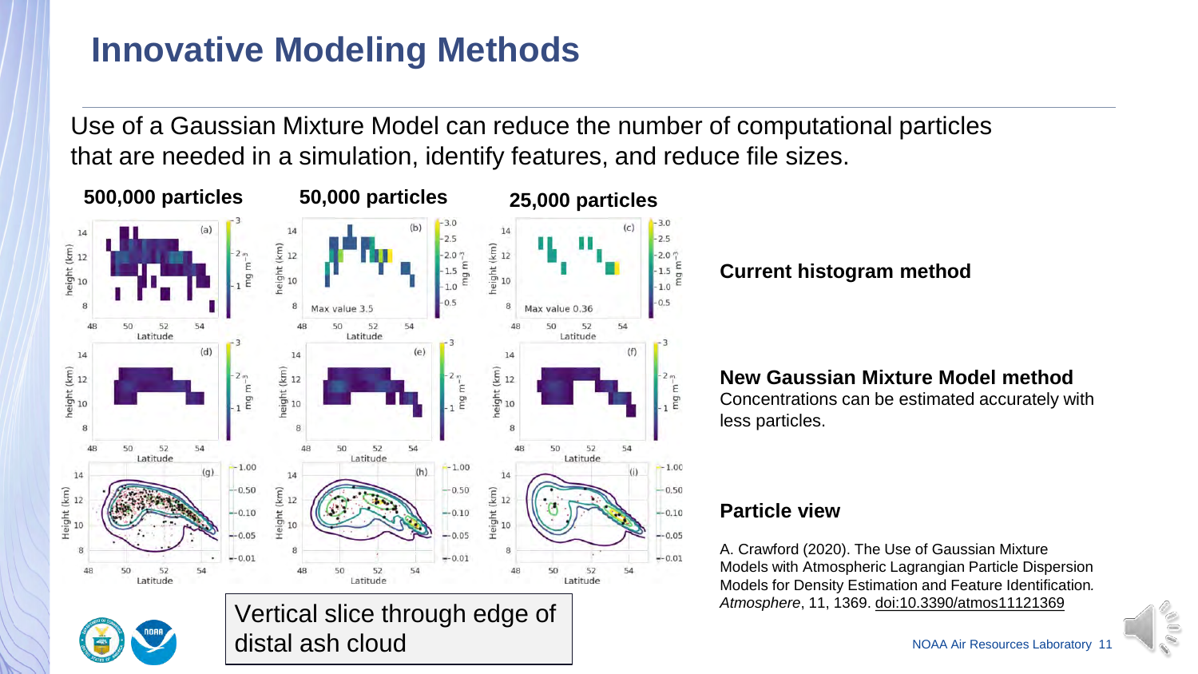# Innovative Modeling Methods

Use of a Gaussian Mixture Model can reduce the number of computational particles that are needed in a simulation, identify features, and reduce file sizes.

**500,000 particles** **50,000 particles** **25,000 particles**

**Current histogram method**

**New Gaussian Mixture Model method**
Concentrations can be estimated accurately with less particles.

**Particle view**

A. Crawford (2020). The Use of Gaussian Mixture Models with Atmospheric Lagrangian Particle Dispersion Models for Density Estimation and Feature Identification. *Atmosphere*, 11, 1369. doi:10.3390/atmos11121369

Vertical slice through edge of distal ash cloud

NOAA Air Resources Laboratory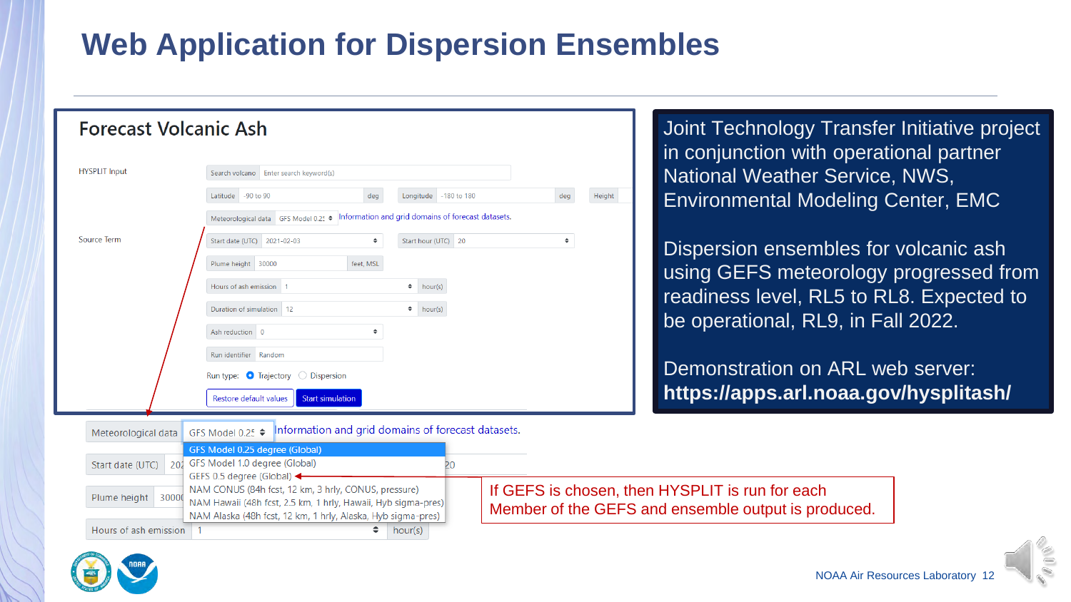# Web Application for Dispersion Ensembles

## Forecast Volcanic Ash

HYSPLIT Input

Search volcano | Enter search keyword(s)

Latitude | -90 to 90 | deg    Longitude | -180 to 180 | deg    Height

Meteorological data | GFS Model 0.25 | Information and grid domains of forecast datasets.

Source Term

Start date (UTC) | 2021-02-03    Start hour (UTC) | 20

Plume height | 30000 | feet, MSL

Hours of ash emission | 1 | hour(s)

Duration of simulation | 12 | hour(s)

Ash reduction | 0

Run identifier | Random

Run type: Trajectory / Dispersion

Restore default values | Start simulation

---

Meteorological data | GFS Model 0.25 | Information and grid domains of forecast datasets.

- GFS Model 0.25 degree (Global)
- GFS Model 1.0 degree (Global)
- GEFS 0.5 degree (Global)
- NAM CONUS (84h fcst, 12 km, 3 hrly, CONUS, pressure)
- NAM Hawaii (48h fcst, 2.5 km, 1 hrly, Hawaii, Hyb sigma-pres)
- NAM Alaska (48h fcst, 12 km, 1 hrly, Alaska, Hyb sigma-pres)

Start date (UTC) | 202... | 20

Plume height | 3000...

Hours of ash emission | 1 | hour(s)

If GEFS is chosen, then HYSPLIT is run for each Member of the GEFS and ensemble output is produced.

---

Joint Technology Transfer Initiative project in conjunction with operational partner National Weather Service, NWS, Environmental Modeling Center, EMC

Dispersion ensembles for volcanic ash using GEFS meteorology progressed from readiness level, RL5 to RL8. Expected to be operational, RL9, in Fall 2022.

Demonstration on ARL web server:
**https://apps.arl.noaa.gov/hysplitash/**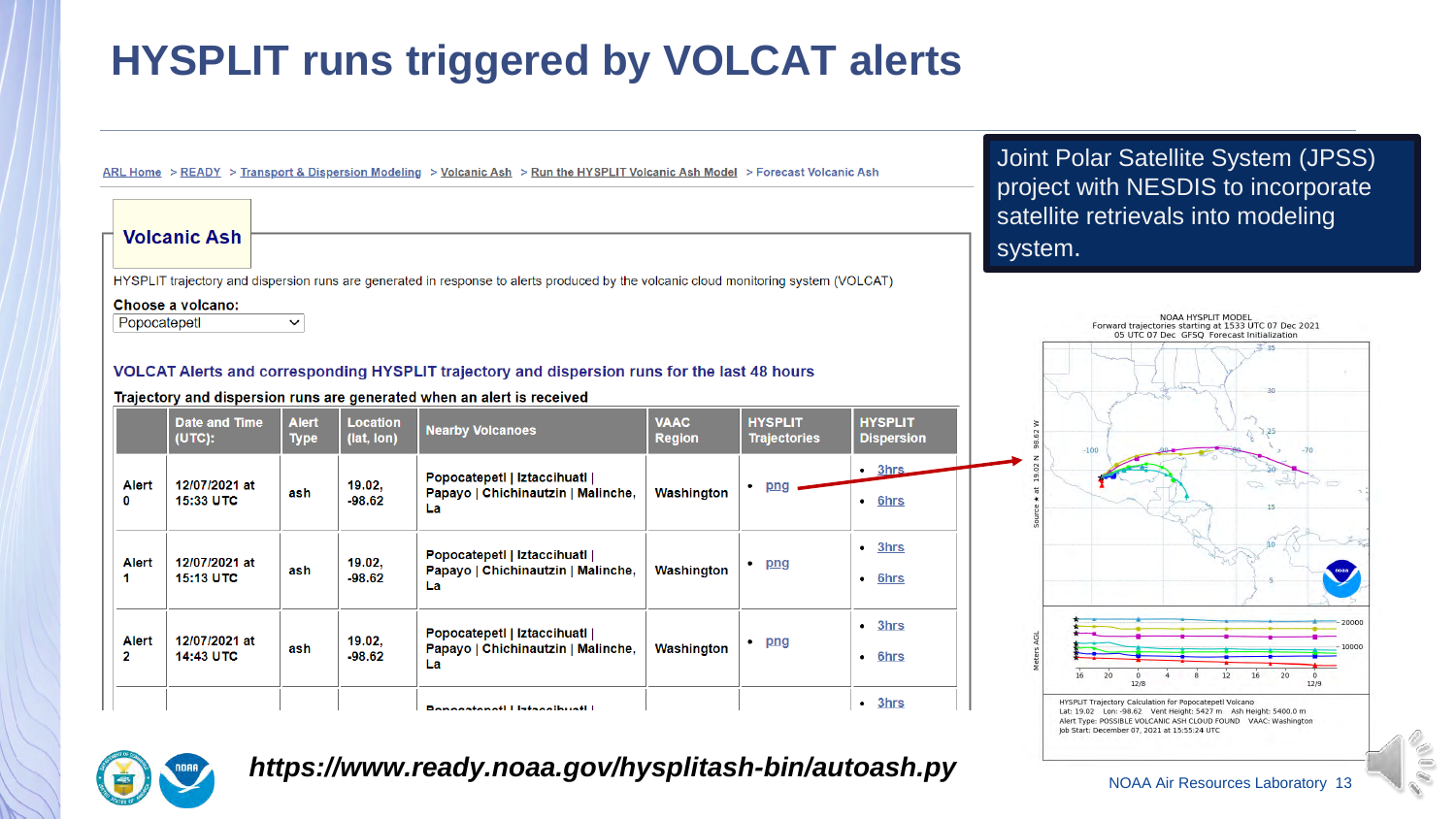# HYSPLIT runs triggered by VOLCAT alerts

ARL Home > READY > Transport & Dispersion Modeling > Volcanic Ash > Run the HYSPLIT Volcanic Ash Model > Forecast Volcanic Ash

## Volcanic Ash

HYSPLIT trajectory and dispersion runs are generated in response to alerts produced by the volcanic cloud monitoring system (VOLCAT)

**Choose a volcano:**

Popocatepetl

### VOLCAT Alerts and corresponding HYSPLIT trajectory and dispersion runs for the last 48 hours

**Trajectory and dispersion runs are generated when an alert is received**

| | Date and Time (UTC): | Alert Type | Location (lat, lon) | Nearby Volcanoes | VAAC Region | HYSPLIT Trajectories | HYSPLIT Dispersion |
|---|---|---|---|---|---|---|---|
| Alert 0 | 12/07/2021 at 15:33 UTC | ash | 19.02, -98.62 | Popocatepetl \| Iztaccihuatl \| Papayo \| Chichinautzin \| Malinche, La | Washington | • png | • 3hrs • 6hrs |
| Alert 1 | 12/07/2021 at 15:13 UTC | ash | 19.02, -98.62 | Popocatepetl \| Iztaccihuatl \| Papayo \| Chichinautzin \| Malinche, La | Washington | • png | • 3hrs • 6hrs |
| Alert 2 | 12/07/2021 at 14:43 UTC | ash | 19.02, -98.62 | Popocatepetl \| Iztaccihuatl \| Papayo \| Chichinautzin \| Malinche, La | Washington | • png | • 3hrs • 6hrs |
| | | | | Popocatepetl \| Iztaccihuatl \| | | | • 3hrs |

Joint Polar Satellite System (JPSS) project with NESDIS to incorporate satellite retrievals into modeling system.

NOAA HYSPLIT MODEL
Forward trajectories starting at 1533 UTC 07 Dec 2021
05 UTC 07 Dec GFSQ Forecast Initialization

HYSPLIT Trajectory Calculation for Popocatepetl Volcano
Lat: 19.02 Lon: -98.62 Vent Height: 5427 m Ash Height: 5400.0 m
Alert Type: POSSIBLE VOLCANIC ASH CLOUD FOUND VAAC: Washington
Job Start: December 07, 2021 at 15:55:24 UTC

***https://www.ready.noaa.gov/hysplitash-bin/autoash.py***

NOAA Air Resources Laboratory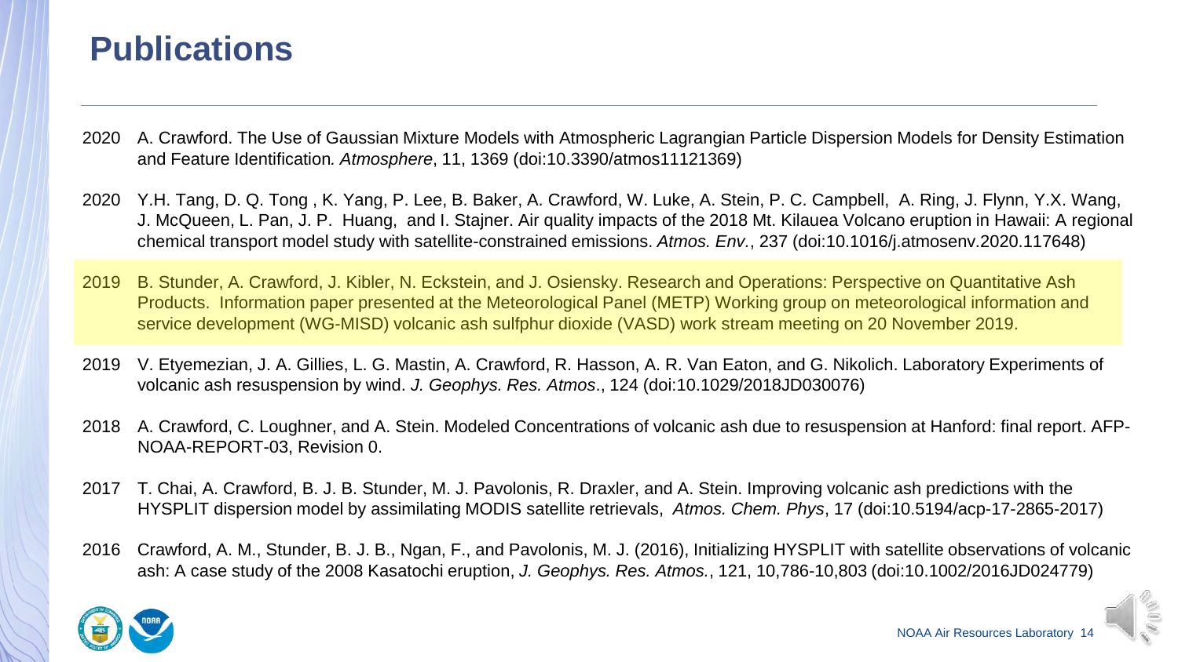# Publications

2020 A. Crawford. The Use of Gaussian Mixture Models with Atmospheric Lagrangian Particle Dispersion Models for Density Estimation and Feature Identification*. Atmosphere*, 11, 1369 (doi:10.3390/atmos11121369)

2020 Y.H. Tang, D. Q. Tong , K. Yang, P. Lee, B. Baker, A. Crawford, W. Luke, A. Stein, P. C. Campbell, A. Ring, J. Flynn, Y.X. Wang, J. McQueen, L. Pan, J. P. Huang, and I. Stajner. Air quality impacts of the 2018 Mt. Kilauea Volcano eruption in Hawaii: A regional chemical transport model study with satellite-constrained emissions. *Atmos. Env.*, 237 (doi:10.1016/j.atmosenv.2020.117648)

2019 B. Stunder, A. Crawford, J. Kibler, N. Eckstein, and J. Osiensky. Research and Operations: Perspective on Quantitative Ash Products. Information paper presented at the Meteorological Panel (METP) Working group on meteorological information and service development (WG-MISD) volcanic ash sulfphur dioxide (VASD) work stream meeting on 20 November 2019.

2019 V. Etyemezian, J. A. Gillies, L. G. Mastin, A. Crawford, R. Hasson, A. R. Van Eaton, and G. Nikolich. Laboratory Experiments of volcanic ash resuspension by wind. *J. Geophys. Res. Atmos*., 124 (doi:10.1029/2018JD030076)

2018 A. Crawford, C. Loughner, and A. Stein. Modeled Concentrations of volcanic ash due to resuspension at Hanford: final report. AFP-NOAA-REPORT-03, Revision 0.

2017 T. Chai, A. Crawford, B. J. B. Stunder, M. J. Pavolonis, R. Draxler, and A. Stein. Improving volcanic ash predictions with the HYSPLIT dispersion model by assimilating MODIS satellite retrievals, *Atmos. Chem. Phys*, 17 (doi:10.5194/acp-17-2865-2017)

2016 Crawford, A. M., Stunder, B. J. B., Ngan, F., and Pavolonis, M. J. (2016), Initializing HYSPLIT with satellite observations of volcanic ash: A case study of the 2008 Kasatochi eruption, *J. Geophys. Res. Atmos.*, 121, 10,786-10,803 (doi:10.1002/2016JD024779)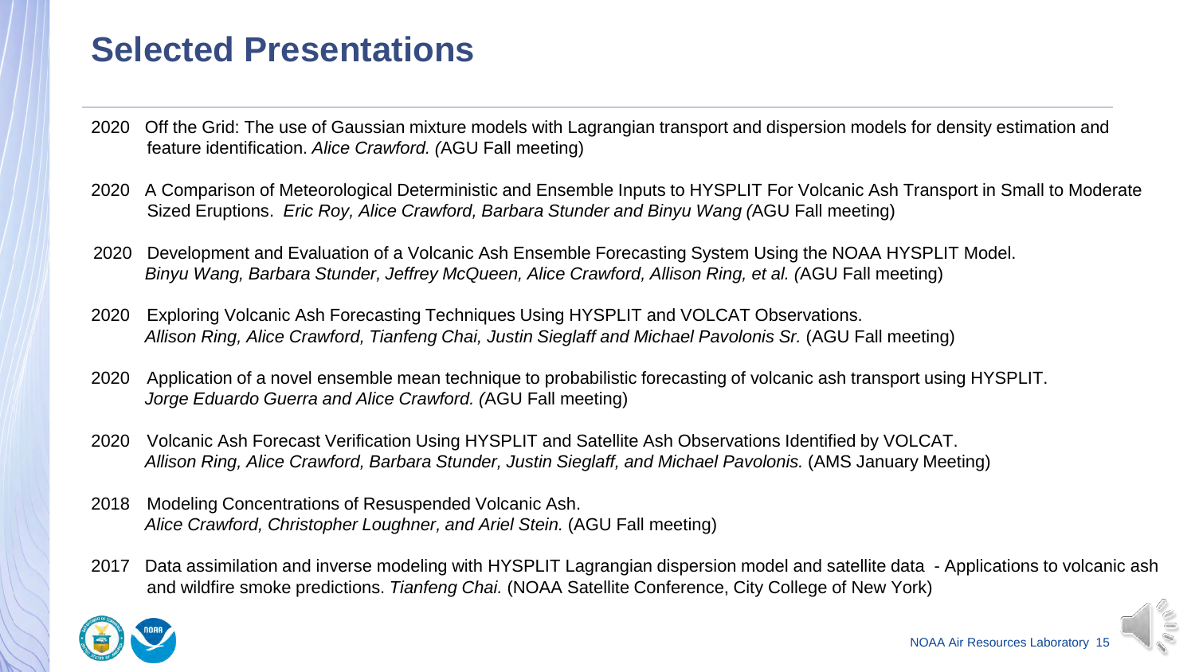# Selected Presentations

2020 Off the Grid: The use of Gaussian mixture models with Lagrangian transport and dispersion models for density estimation and feature identification. *Alice Crawford. (*AGU Fall meeting)

2020 A Comparison of Meteorological Deterministic and Ensemble Inputs to HYSPLIT For Volcanic Ash Transport in Small to Moderate Sized Eruptions. *Eric Roy, Alice Crawford, Barbara Stunder and Binyu Wang (*AGU Fall meeting)

2020 Development and Evaluation of a Volcanic Ash Ensemble Forecasting System Using the NOAA HYSPLIT Model. *Binyu Wang, Barbara Stunder, Jeffrey McQueen, Alice Crawford, Allison Ring, et al. (*AGU Fall meeting)

2020 Exploring Volcanic Ash Forecasting Techniques Using HYSPLIT and VOLCAT Observations. *Allison Ring, Alice Crawford, Tianfeng Chai, Justin Sieglaff and Michael Pavolonis Sr.* (AGU Fall meeting)

2020 Application of a novel ensemble mean technique to probabilistic forecasting of volcanic ash transport using HYSPLIT. *Jorge Eduardo Guerra and Alice Crawford. (*AGU Fall meeting)

2020 Volcanic Ash Forecast Verification Using HYSPLIT and Satellite Ash Observations Identified by VOLCAT. *Allison Ring, Alice Crawford, Barbara Stunder, Justin Sieglaff, and Michael Pavolonis.* (AMS January Meeting)

2018 Modeling Concentrations of Resuspended Volcanic Ash. *Alice Crawford, Christopher Loughner, and Ariel Stein.* (AGU Fall meeting)

2017 Data assimilation and inverse modeling with HYSPLIT Lagrangian dispersion model and satellite data - Applications to volcanic ash and wildfire smoke predictions. *Tianfeng Chai.* (NOAA Satellite Conference, City College of New York)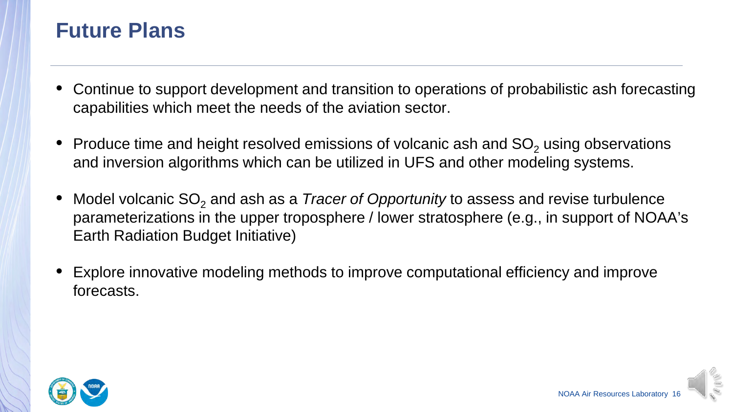# Future Plans

- Continue to support development and transition to operations of probabilistic ash forecasting capabilities which meet the needs of the aviation sector.
- Produce time and height resolved emissions of volcanic ash and $SO_2$ using observations and inversion algorithms which can be utilized in UFS and other modeling systems.
- Model volcanic $SO_2$ and ash as a *Tracer of Opportunity* to assess and revise turbulence parameterizations in the upper troposphere / lower stratosphere (e.g., in support of NOAA's Earth Radiation Budget Initiative)
- Explore innovative modeling methods to improve computational efficiency and improve forecasts.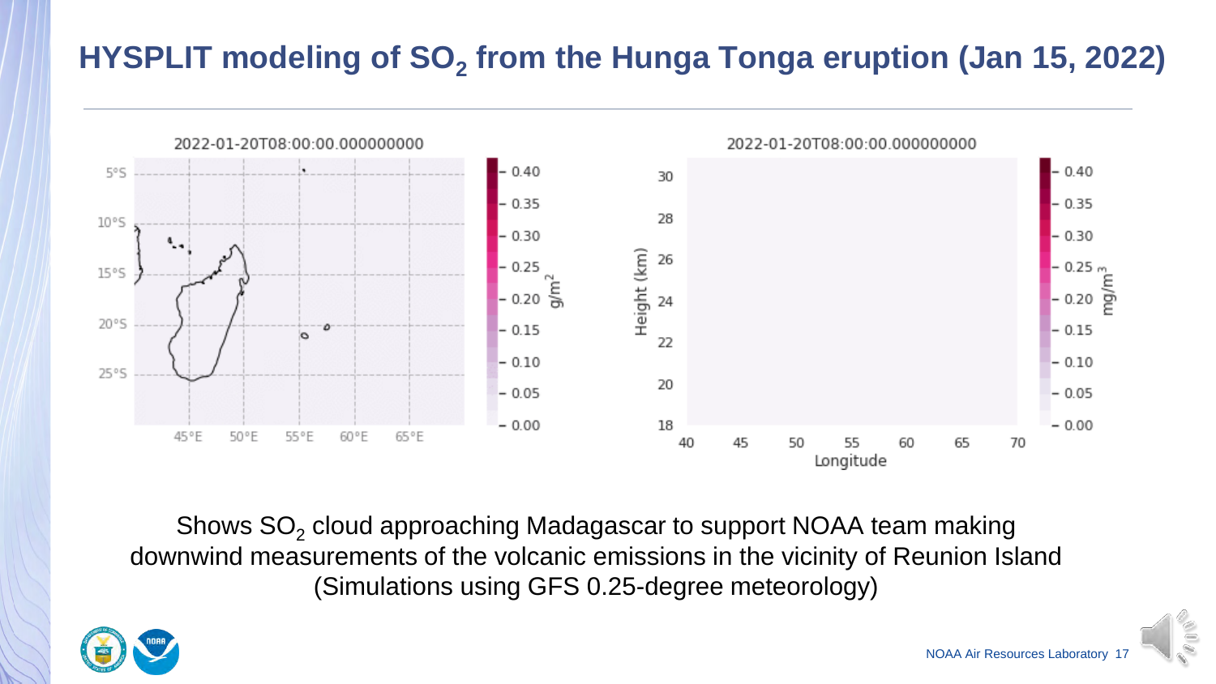# HYSPLIT modeling of $SO_2$ from the Hunga Tonga eruption (Jan 15, 2022)

2022-01-20T08:00:00.000000000

5°S
10°S
15°S
20°S
25°S
45°E 50°E 55°E 60°E 65°E

0.40
0.35
0.30
0.25
0.20
0.15
0.10
0.05
0.00
g/m$^2$

2022-01-20T08:00:00.000000000

Height (km)
30
28
26
24
22
20
18
40 45 50 55 60 65 70
Longitude

0.40
0.35
0.30
0.25
0.20
0.15
0.10
0.05
0.00
mg/m$^3$

Shows $SO_2$ cloud approaching Madagascar to support NOAA team making downwind measurements of the volcanic emissions in the vicinity of Reunion Island (Simulations using GFS 0.25-degree meteorology)

NOAA Air Resources Laboratory